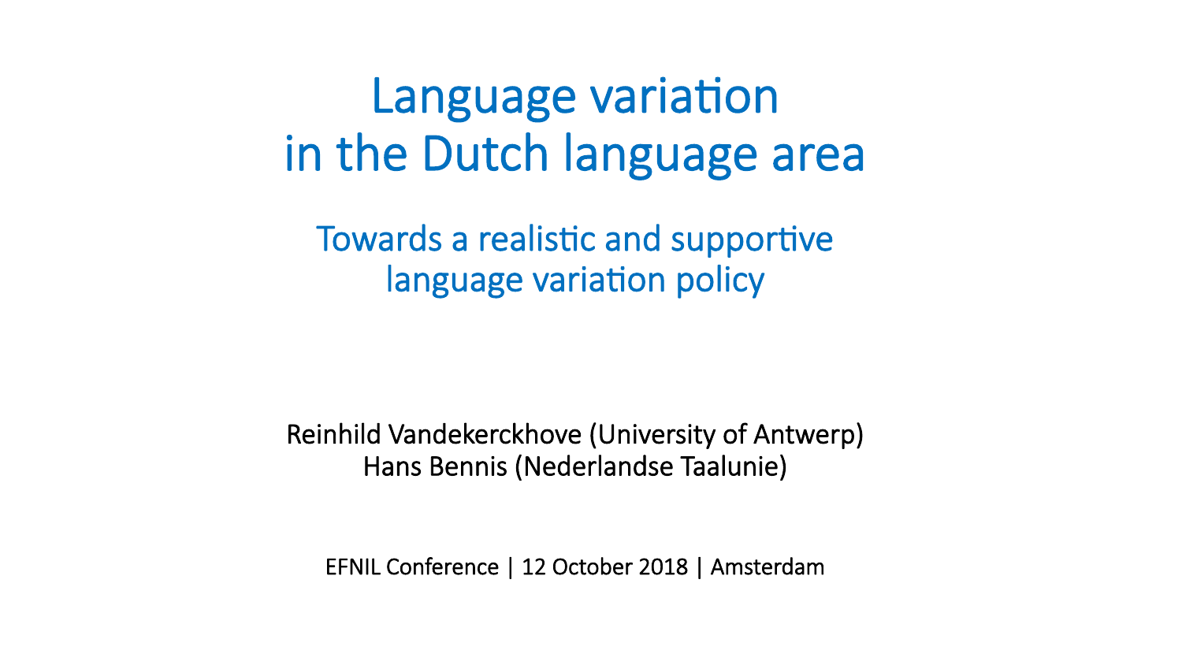# Language variation in the Dutch language area

## Towards a realistic and supportive language variation policy

Reinhild Vandekerckhove (University of Antwerp)
Hans Bennis (Nederlandse Taalunie)

EFNIL Conference | 12 October 2018 | Amsterdam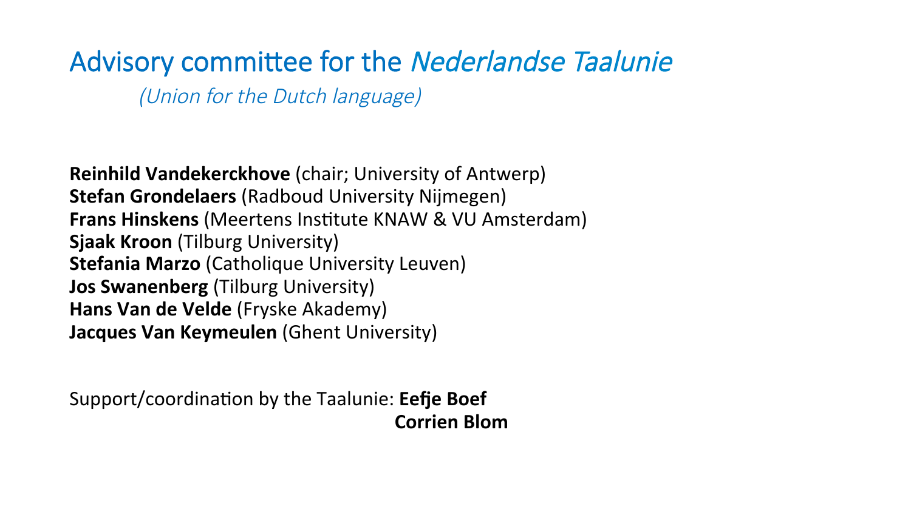# Advisory committee for the *Nederlandse Taalunie*

*(Union for the Dutch language)*

**Reinhild Vandekerckhove** (chair; University of Antwerp)
**Stefan Grondelaers** (Radboud University Nijmegen)
**Frans Hinskens** (Meertens Institute KNAW & VU Amsterdam)
**Sjaak Kroon** (Tilburg University)
**Stefania Marzo** (Catholique University Leuven)
**Jos Swanenberg** (Tilburg University)
**Hans Van de Velde** (Fryske Akademy)
**Jacques Van Keymeulen** (Ghent University)

Support/coordination by the Taalunie: **Eefje Boef**
**Corrien Blom**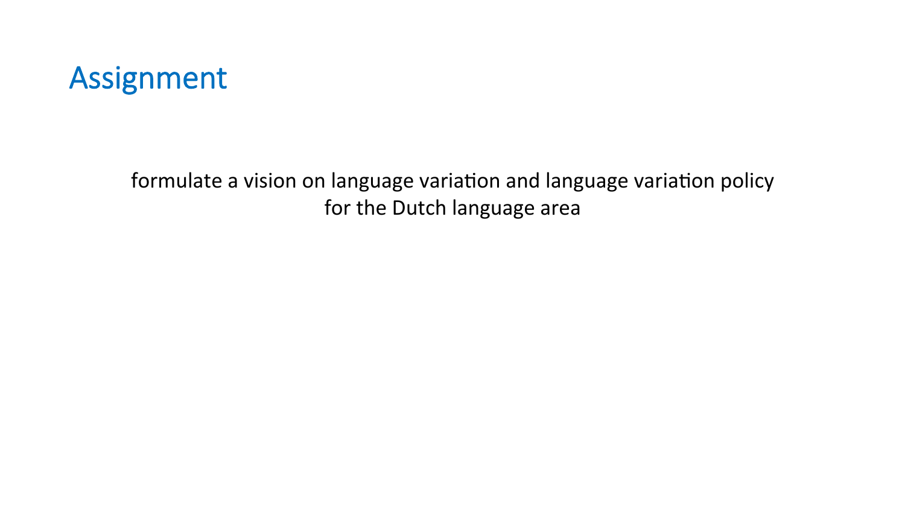# Assignment

formulate a vision on language variation and language variation policy for the Dutch language area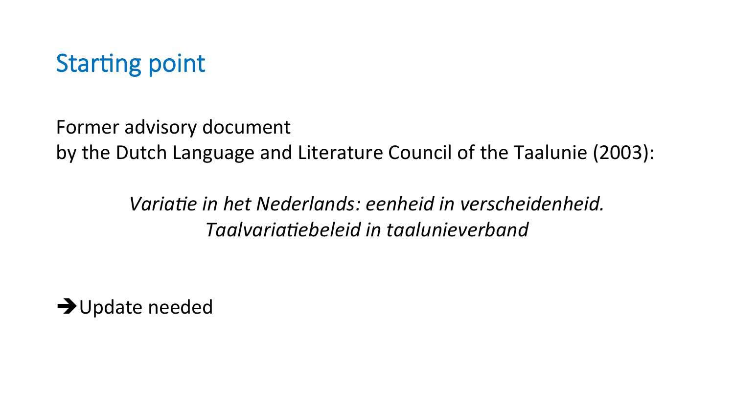## Starting point

Former advisory document
by the Dutch Language and Literature Council of the Taalunie (2003):

*Variatie in het Nederlands: eenheid in verscheidenheid.*
*Taalvariatiebeleid in taalunieverband*

➔Update needed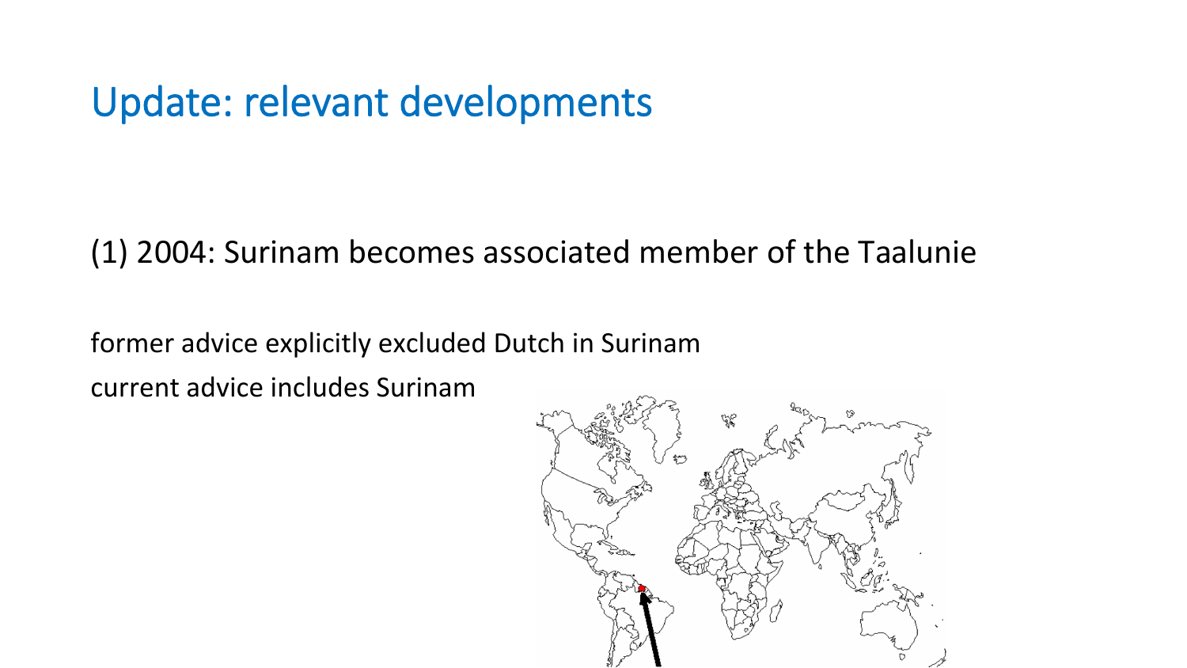# Update: relevant developments

(1) 2004: Surinam becomes associated member of the Taalunie

former advice explicitly excluded Dutch in Surinam
current advice includes Surinam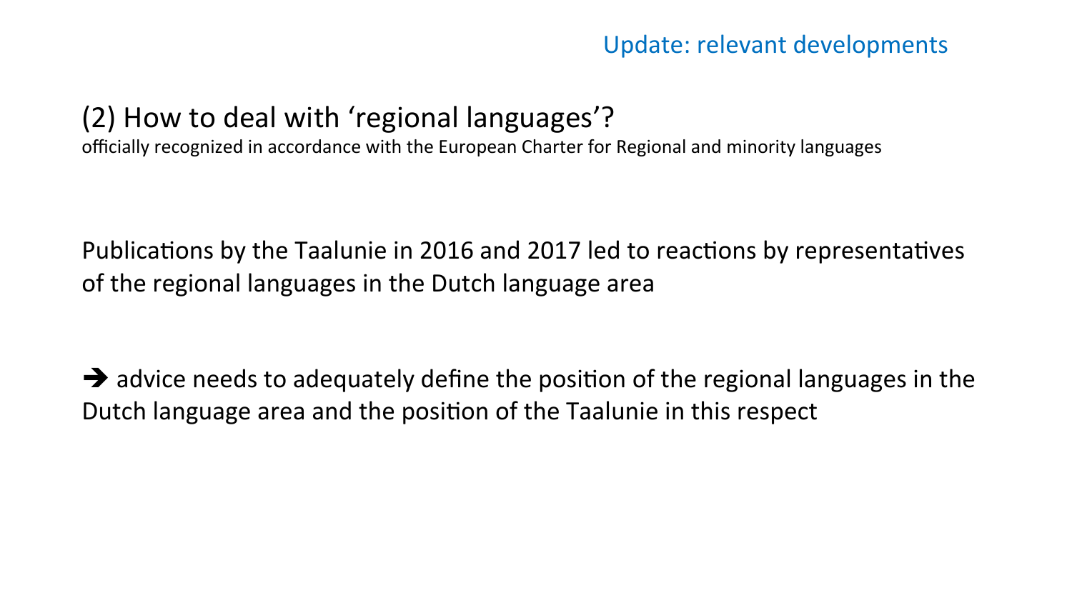Update: relevant developments

## (2) How to deal with ‘regional languages’?

officially recognized in accordance with the European Charter for Regional and minority languages

Publications by the Taalunie in 2016 and 2017 led to reactions by representatives of the regional languages in the Dutch language area

➔ advice needs to adequately define the position of the regional languages in the Dutch language area and the position of the Taalunie in this respect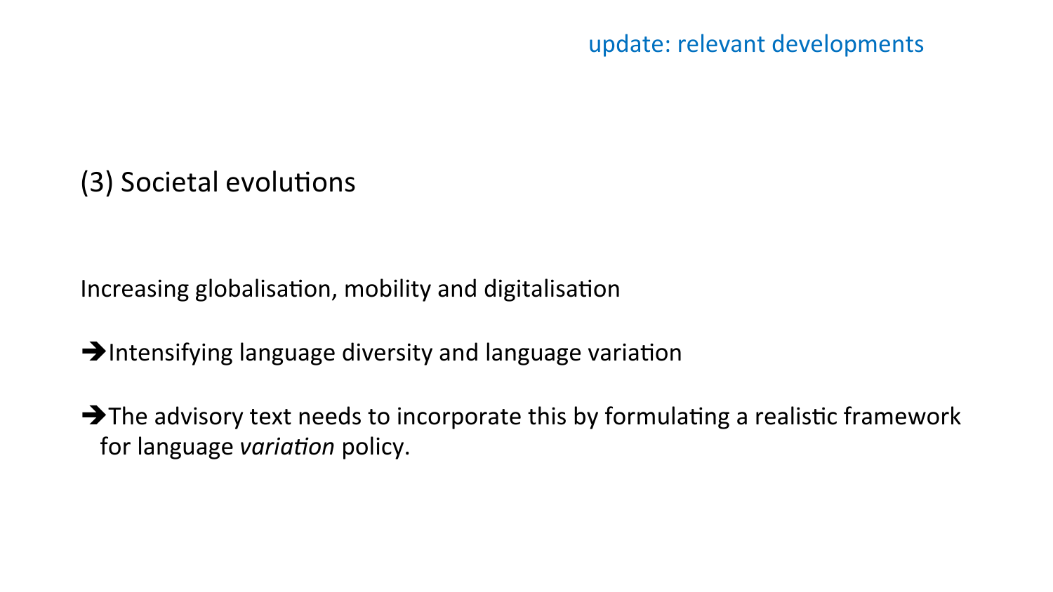update: relevant developments

## (3) Societal evolutions

Increasing globalisation, mobility and digitalisation

➔Intensifying language diversity and language variation

➔The advisory text needs to incorporate this by formulating a realistic framework for language *variation* policy.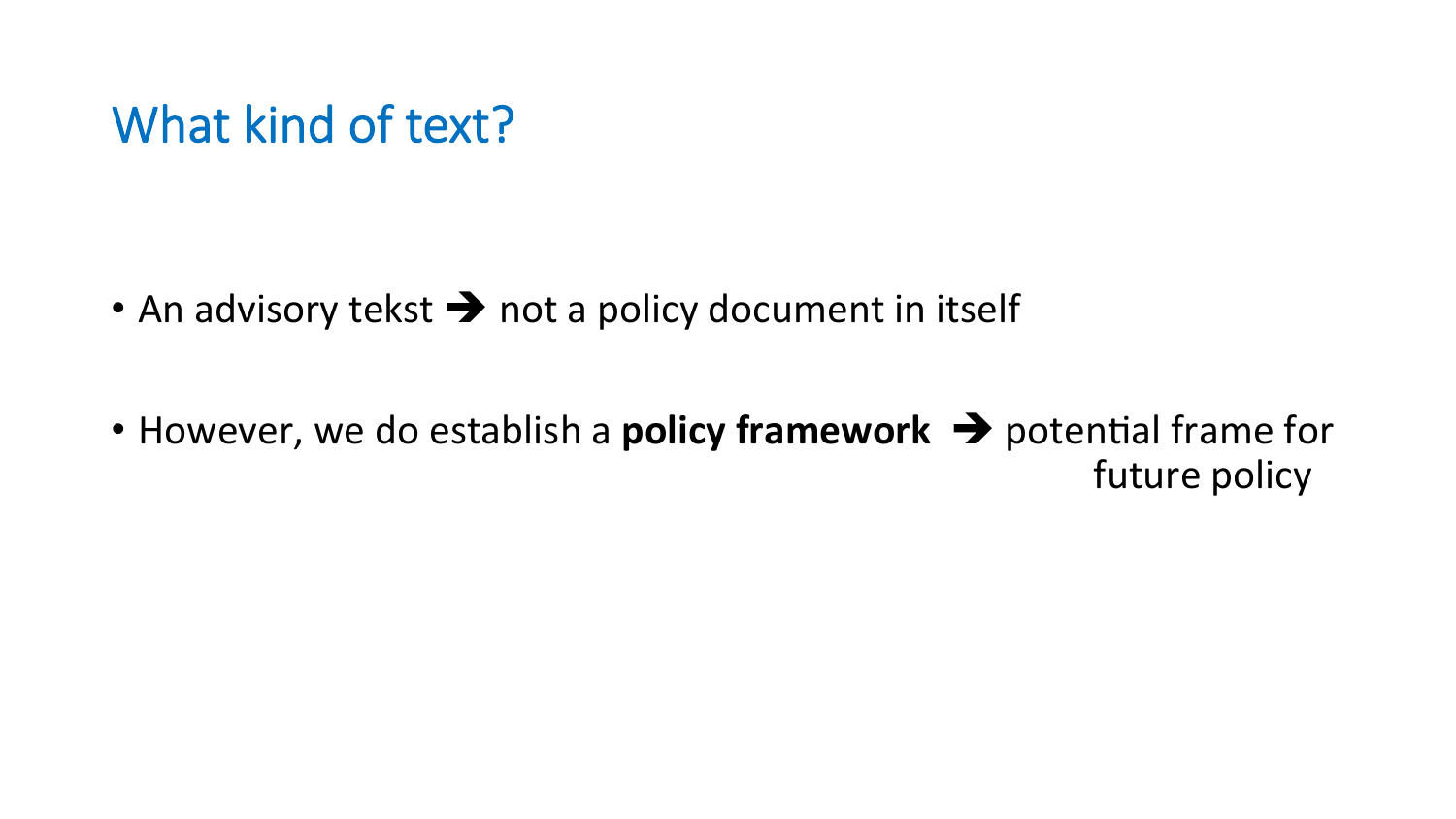# What kind of text?

- An advisory tekst ➔ not a policy document in itself
- However, we do establish a **policy framework** ➔ potential frame for future policy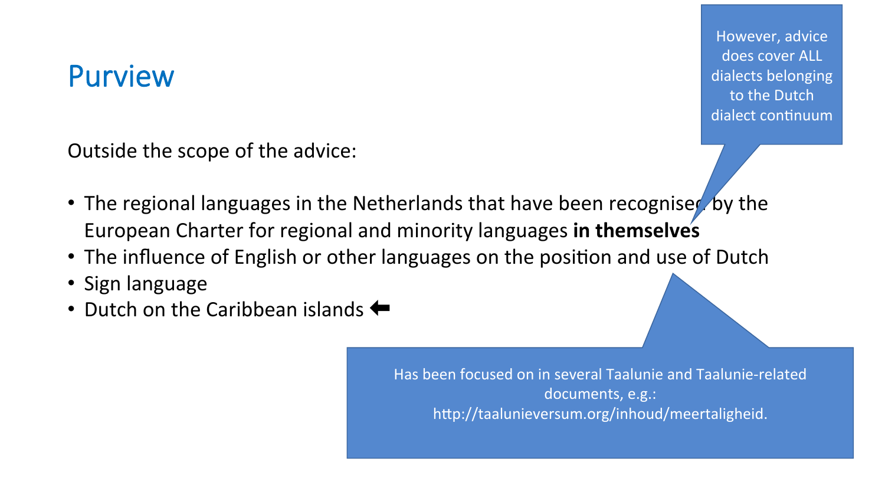# Purview

Outside the scope of the advice:

- The regional languages in the Netherlands that have been recognised by the European Charter for regional and minority languages **in themselves**
- The influence of English or other languages on the position and use of Dutch
- Sign language
- Dutch on the Caribbean islands ⬅

However, advice does cover ALL dialects belonging to the Dutch dialect continuum

Has been focused on in several Taalunie and Taalunie-related documents, e.g.: http://taalunieversum.org/inhoud/meertaligheid.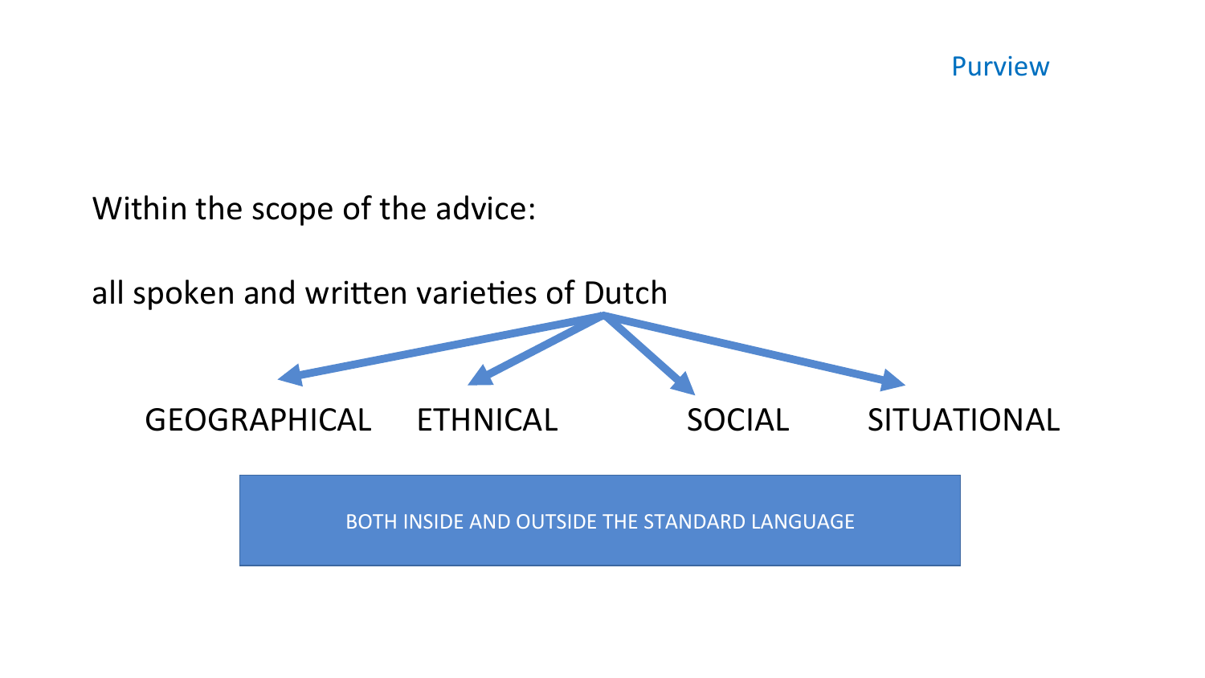## Purview

Within the scope of the advice:

all spoken and written varieties of Dutch

GEOGRAPHICAL ETHNICAL SOCIAL SITUATIONAL

BOTH INSIDE AND OUTSIDE THE STANDARD LANGUAGE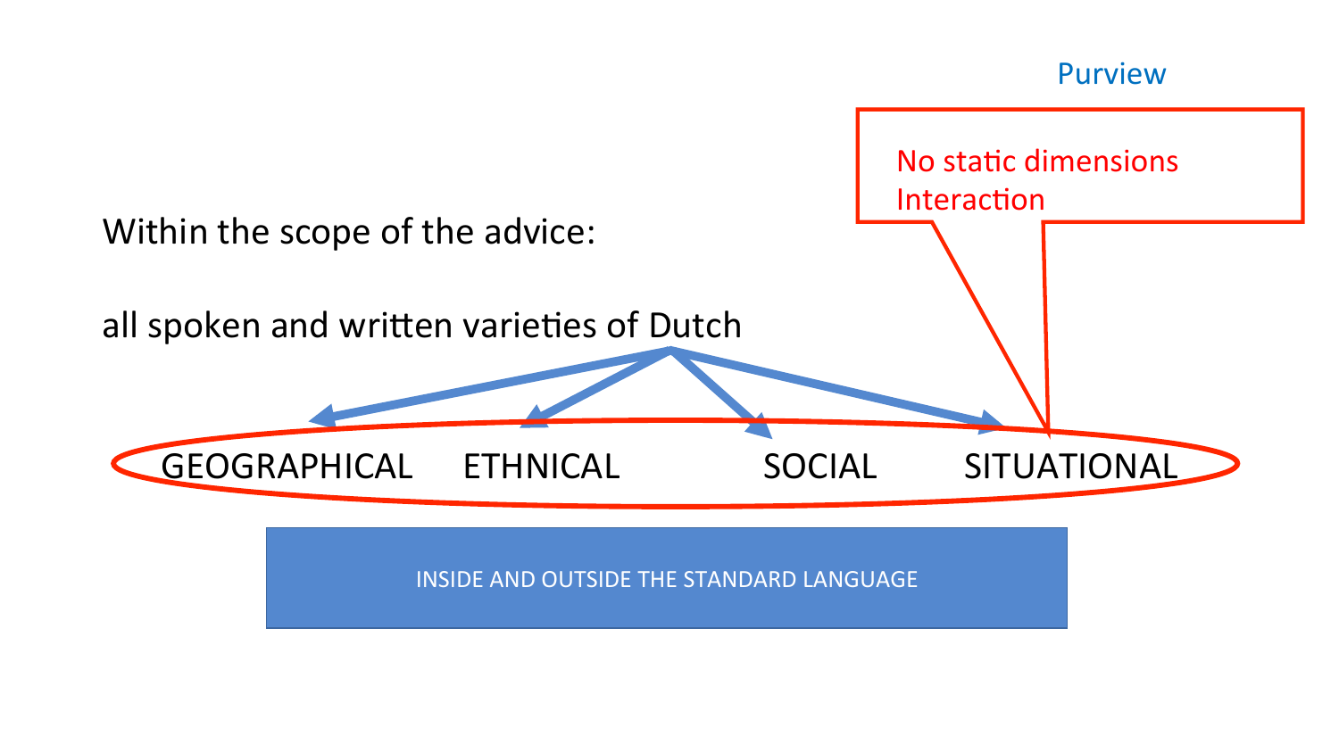## Purview

Within the scope of the advice:

all spoken and written varieties of Dutch

GEOGRAPHICAL ETHNICAL SOCIAL SITUATIONAL

No static dimensions
Interaction

INSIDE AND OUTSIDE THE STANDARD LANGUAGE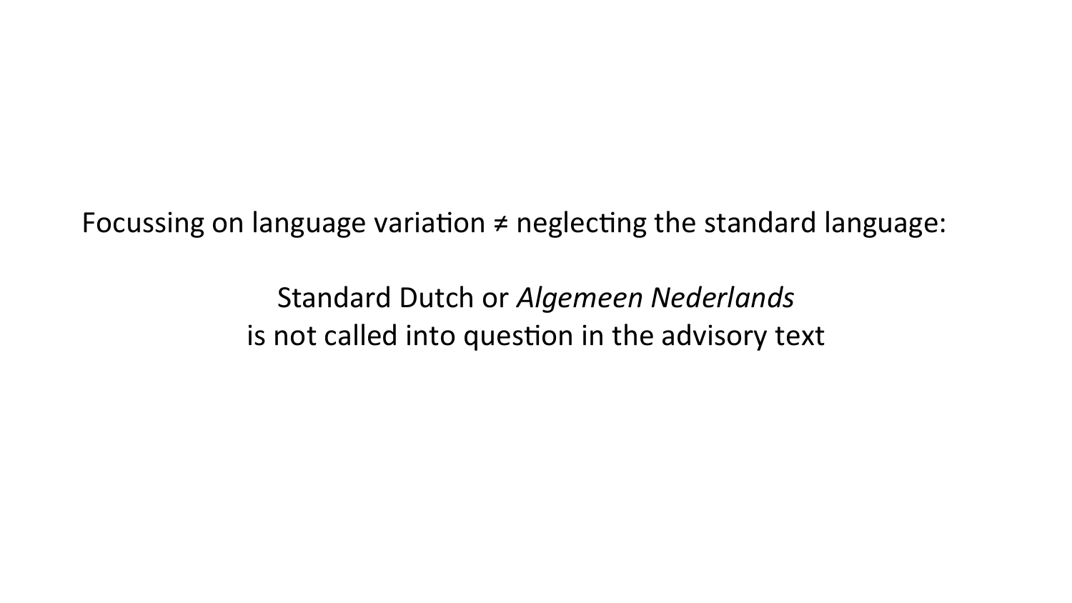Focussing on language variation ≠ neglecting the standard language:

Standard Dutch or *Algemeen Nederlands*
is not called into question in the advisory text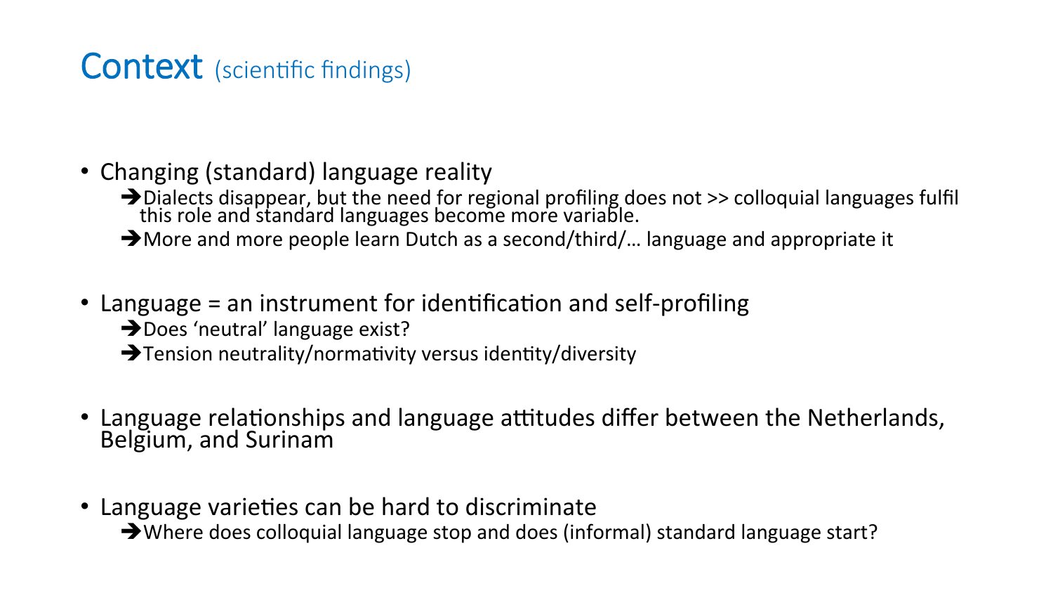# Context (scientific findings)

- Changing (standard) language reality
  - ➔Dialects disappear, but the need for regional profiling does not >> colloquial languages fulfil this role and standard languages become more variable.
  - ➔More and more people learn Dutch as a second/third/… language and appropriate it
- Language = an instrument for identification and self-profiling
  - ➔Does 'neutral' language exist?
  - ➔Tension neutrality/normativity versus identity/diversity
- Language relationships and language attitudes differ between the Netherlands, Belgium, and Surinam
- Language varieties can be hard to discriminate
  - ➔Where does colloquial language stop and does (informal) standard language start?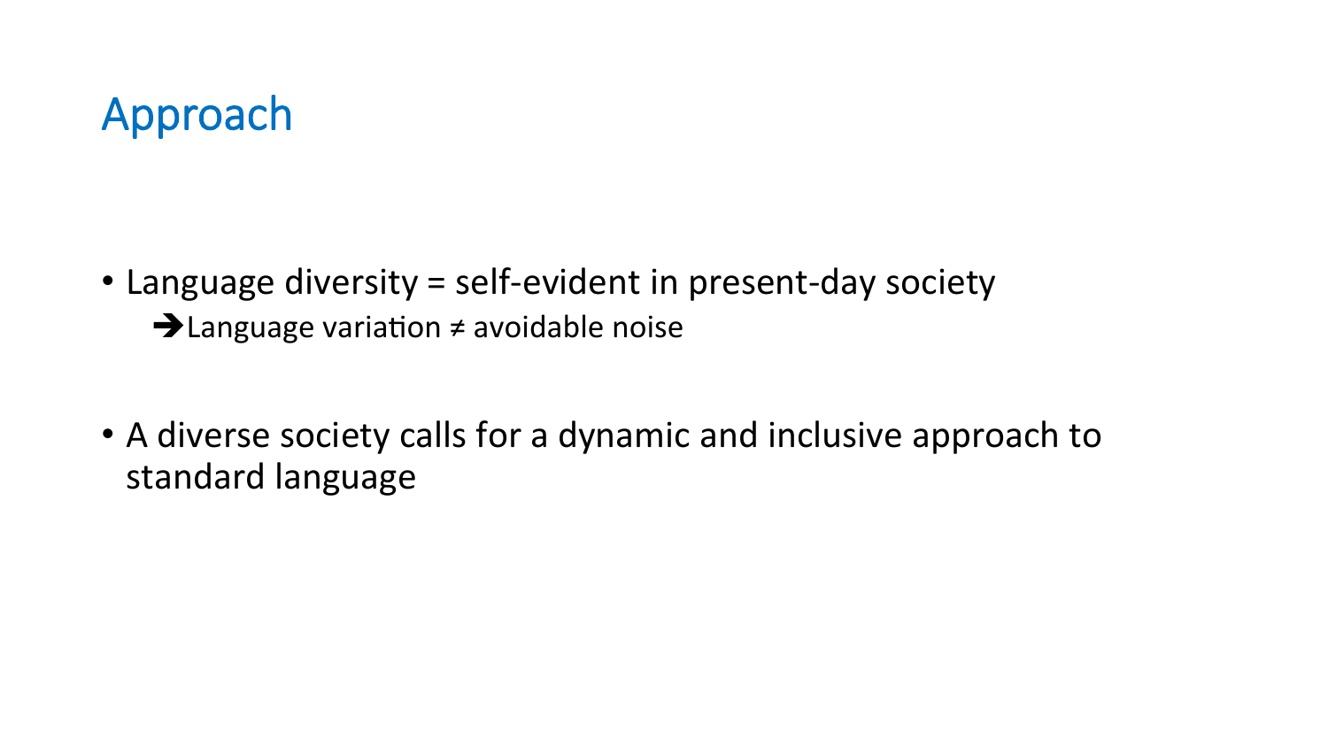# Approach

- Language diversity = self-evident in present-day society
  - ➔Language variation ≠ avoidable noise
- A diverse society calls for a dynamic and inclusive approach to standard language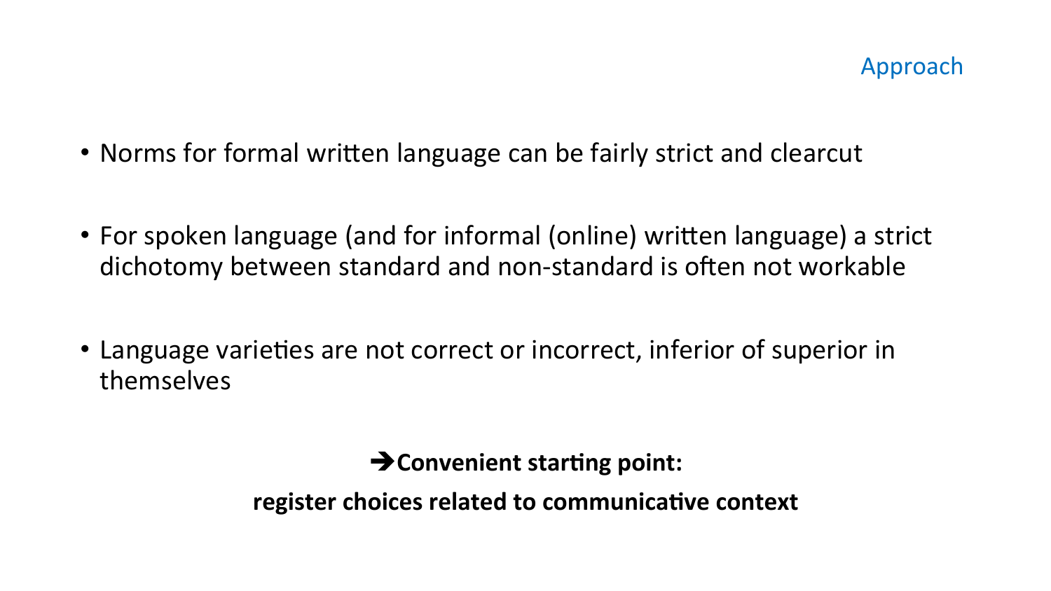## Approach

- Norms for formal written language can be fairly strict and clearcut
- For spoken language (and for informal (online) written language) a strict dichotomy between standard and non-standard is often not workable
- Language varieties are not correct or incorrect, inferior of superior in themselves

**➔Convenient starting point:**

**register choices related to communicative context**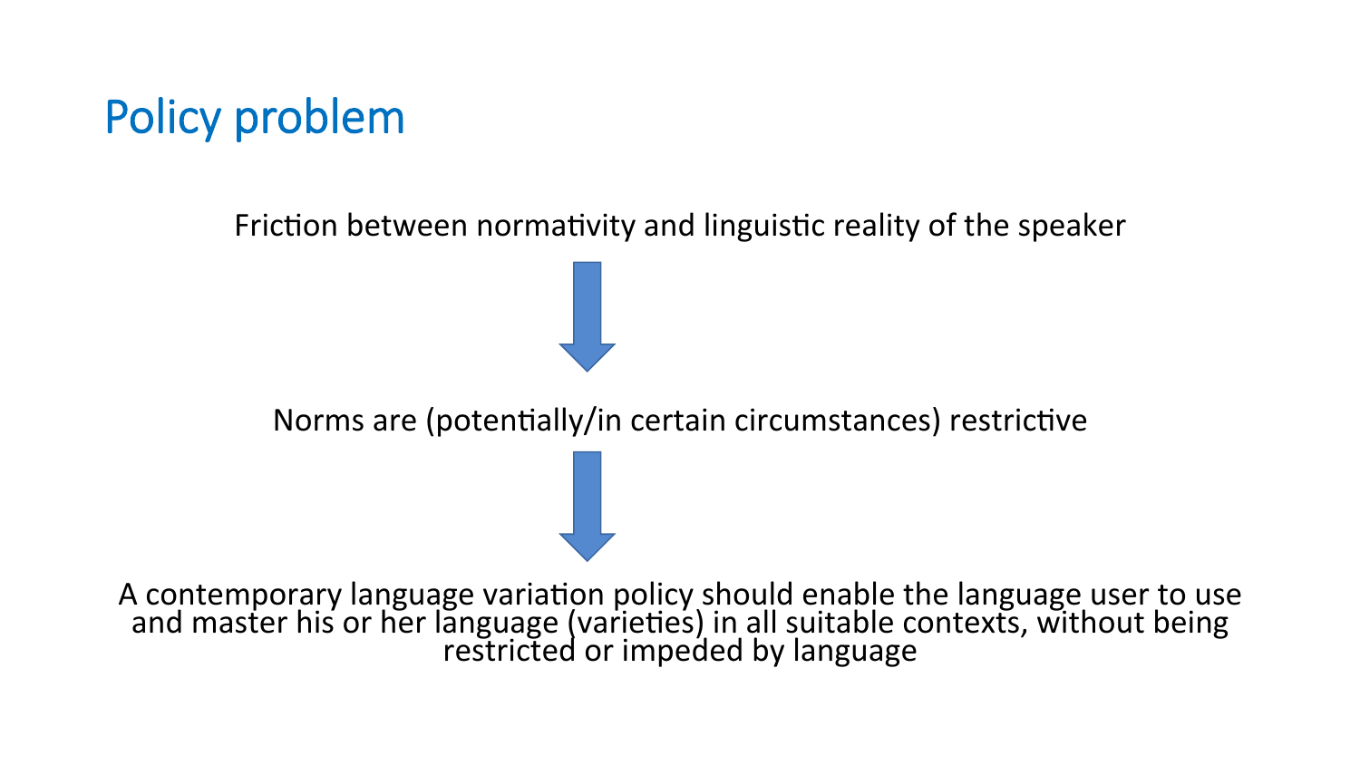# Policy problem

Friction between normativity and linguistic reality of the speaker

↓

Norms are (potentially/in certain circumstances) restrictive

↓

A contemporary language variation policy should enable the language user to use and master his or her language (varieties) in all suitable contexts, without being restricted or impeded by language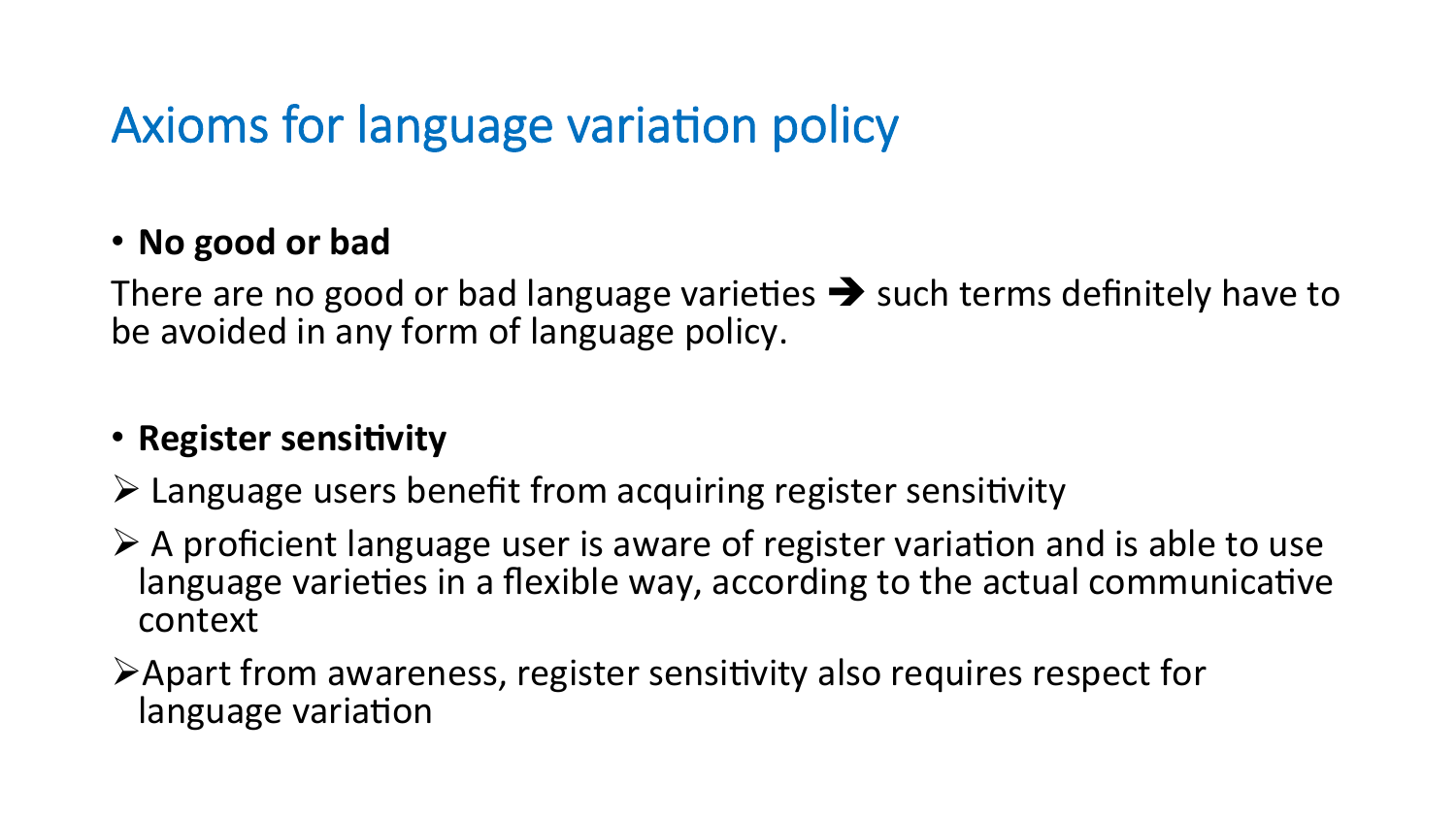# Axioms for language variation policy

- **No good or bad**

There are no good or bad language varieties ➔ such terms definitely have to be avoided in any form of language policy.

- **Register sensitivity**

- Language users benefit from acquiring register sensitivity
- A proficient language user is aware of register variation and is able to use language varieties in a flexible way, according to the actual communicative context
- Apart from awareness, register sensitivity also requires respect for language variation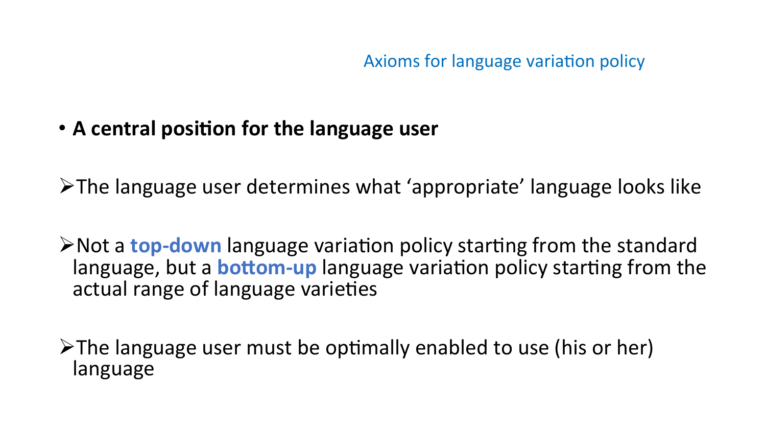## Axioms for language variation policy

- **A central position for the language user**

- The language user determines what 'appropriate' language looks like

- Not a **top-down** language variation policy starting from the standard language, but a **bottom-up** language variation policy starting from the actual range of language varieties

- The language user must be optimally enabled to use (his or her) language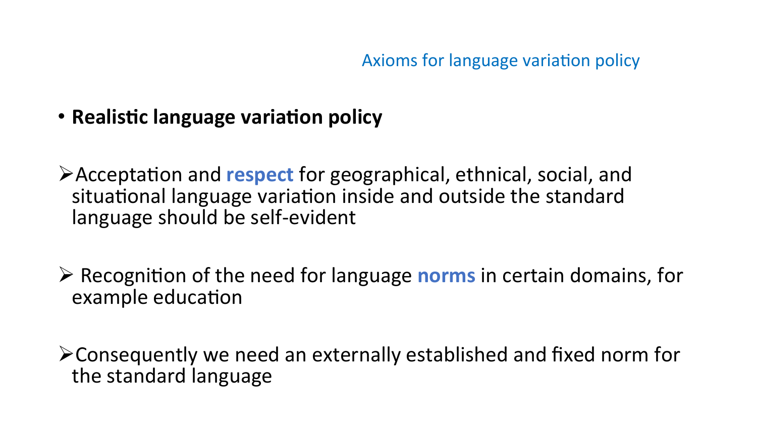## Axioms for language variation policy

- **Realistic language variation policy**

- Acceptation and **respect** for geographical, ethnical, social, and situational language variation inside and outside the standard language should be self-evident

- Recognition of the need for language **norms** in certain domains, for example education

- Consequently we need an externally established and fixed norm for the standard language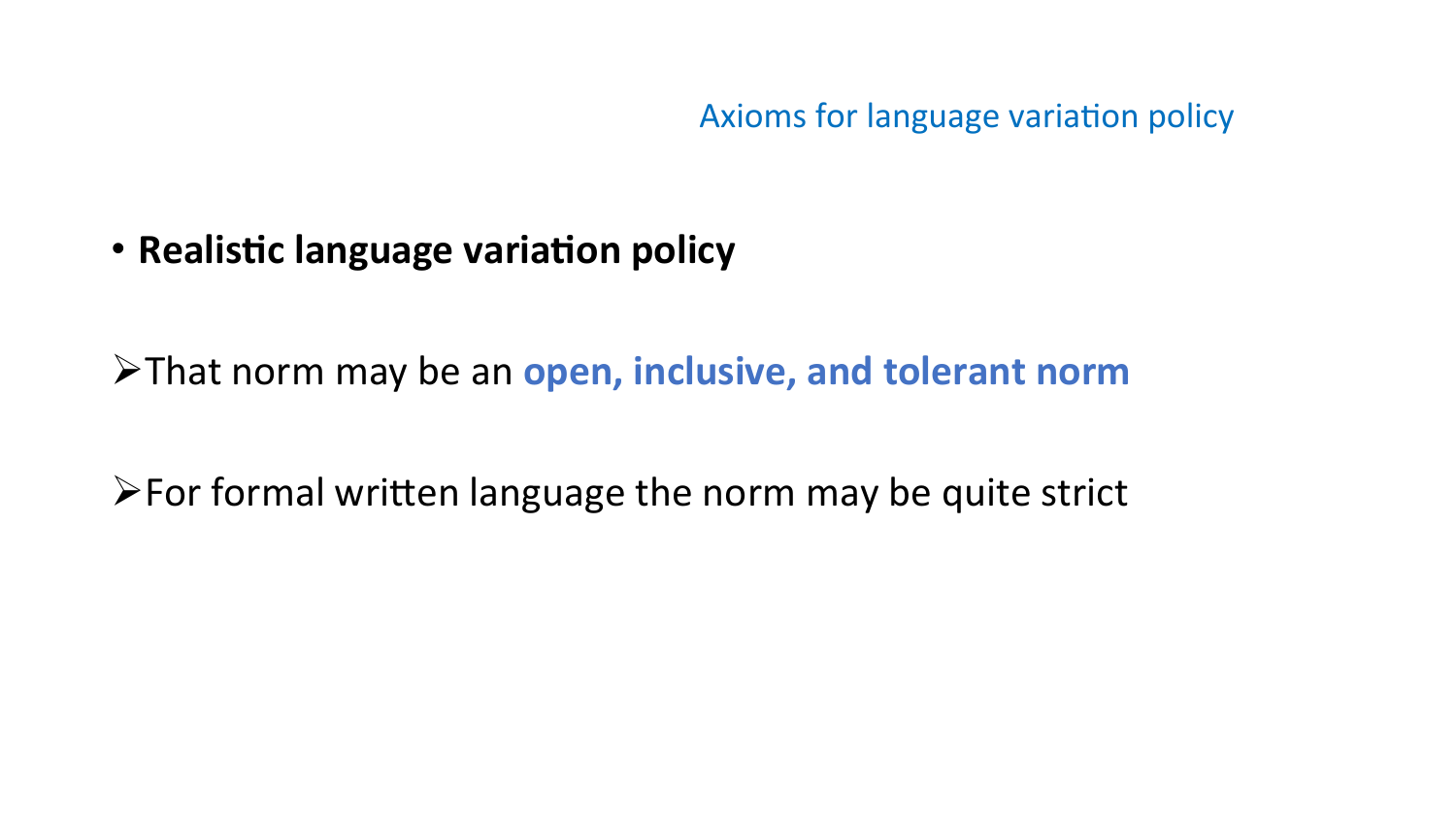## Axioms for language variation policy

- **Realistic language variation policy**

- That norm may be an **open, inclusive, and tolerant norm**

- For formal written language the norm may be quite strict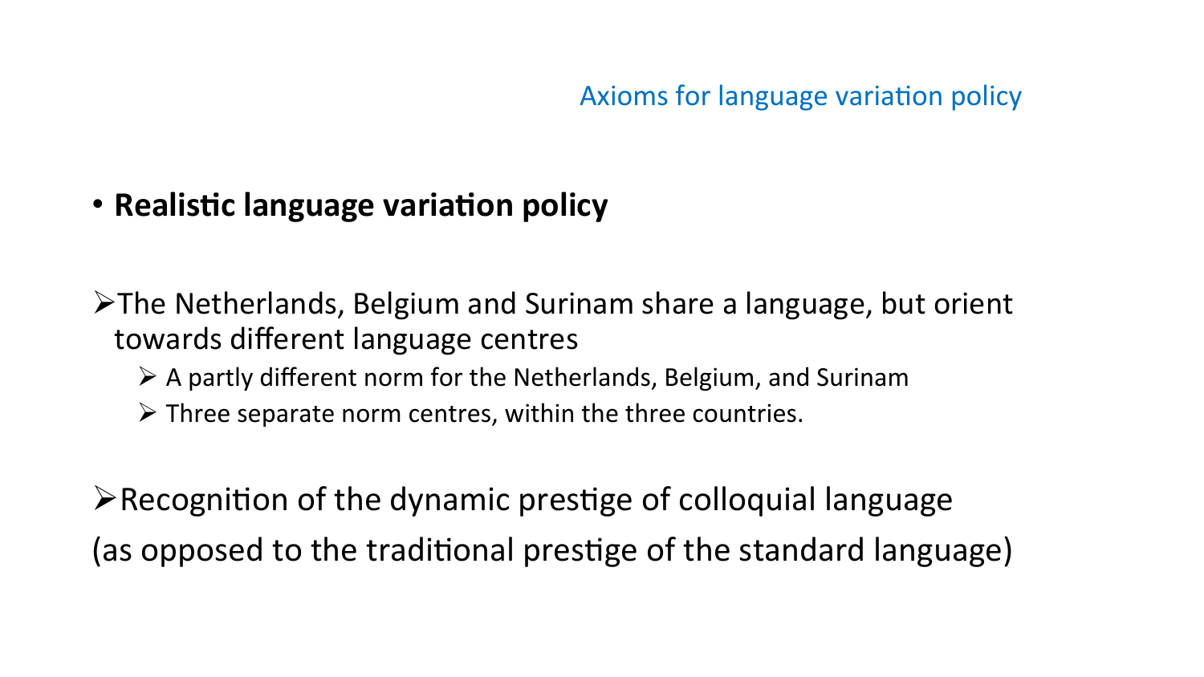## Axioms for language variation policy

- **Realistic language variation policy**

➢ The Netherlands, Belgium and Surinam share a language, but orient towards different language centres

  - ➢ A partly different norm for the Netherlands, Belgium, and Surinam
  - ➢ Three separate norm centres, within the three countries.

➢ Recognition of the dynamic prestige of colloquial language
(as opposed to the traditional prestige of the standard language)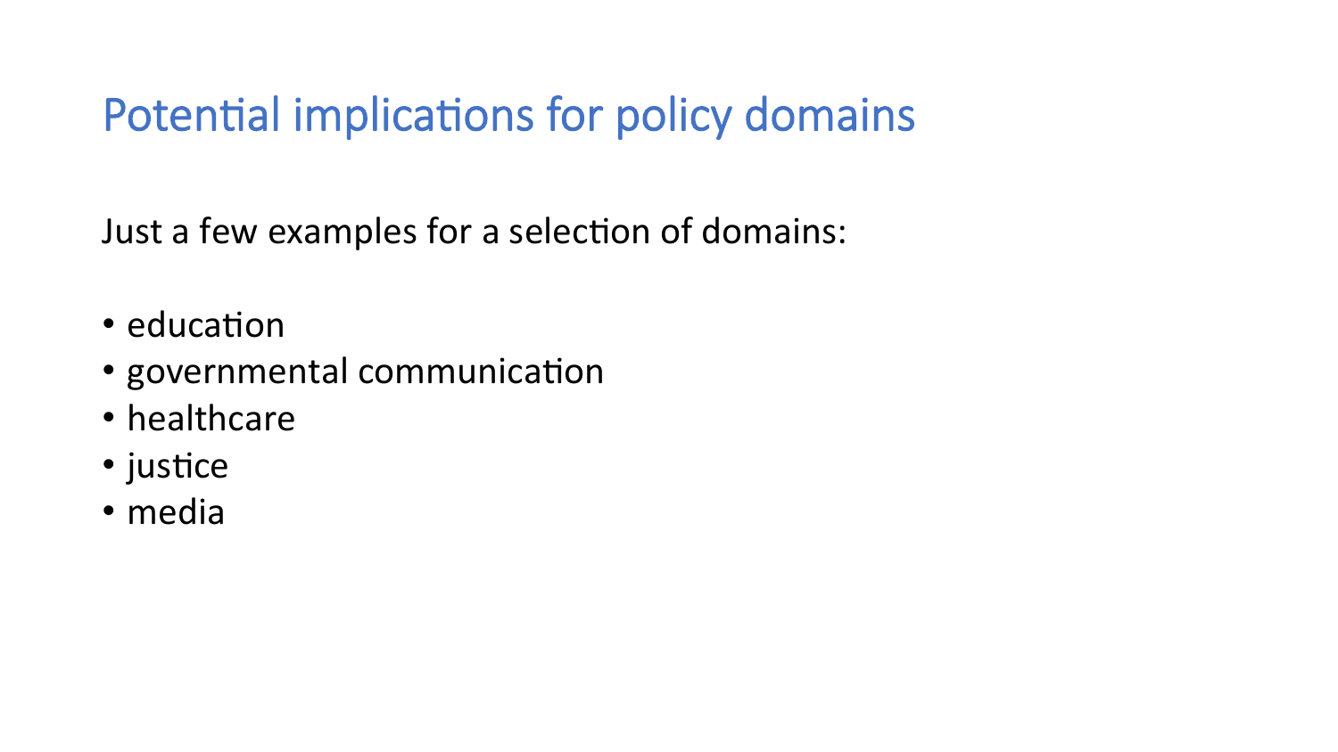# Potential implications for policy domains

Just a few examples for a selection of domains:

- education
- governmental communication
- healthcare
- justice
- media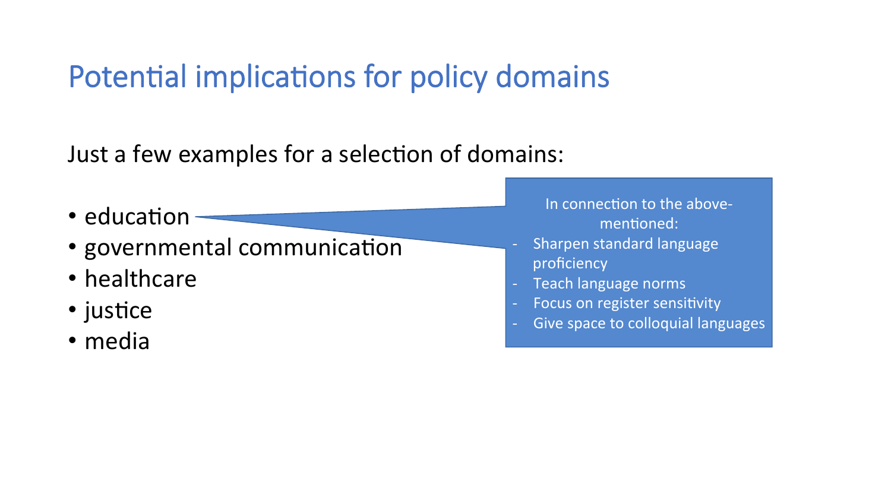# Potential implications for policy domains

Just a few examples for a selection of domains:

- education
- governmental communication
- healthcare
- justice
- media

In connection to the above-mentioned:

- Sharpen standard language proficiency
- Teach language norms
- Focus on register sensitivity
- Give space to colloquial languages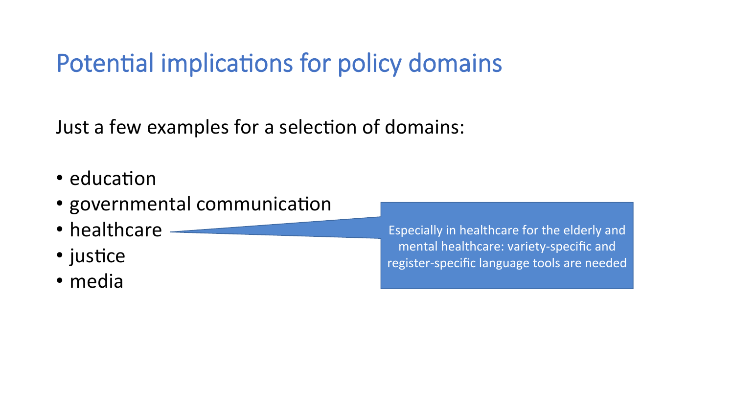# Potential implications for policy domains

Just a few examples for a selection of domains:

- education
- governmental communication
- healthcare
- justice
- media

Especially in healthcare for the elderly and mental healthcare: variety-specific and register-specific language tools are needed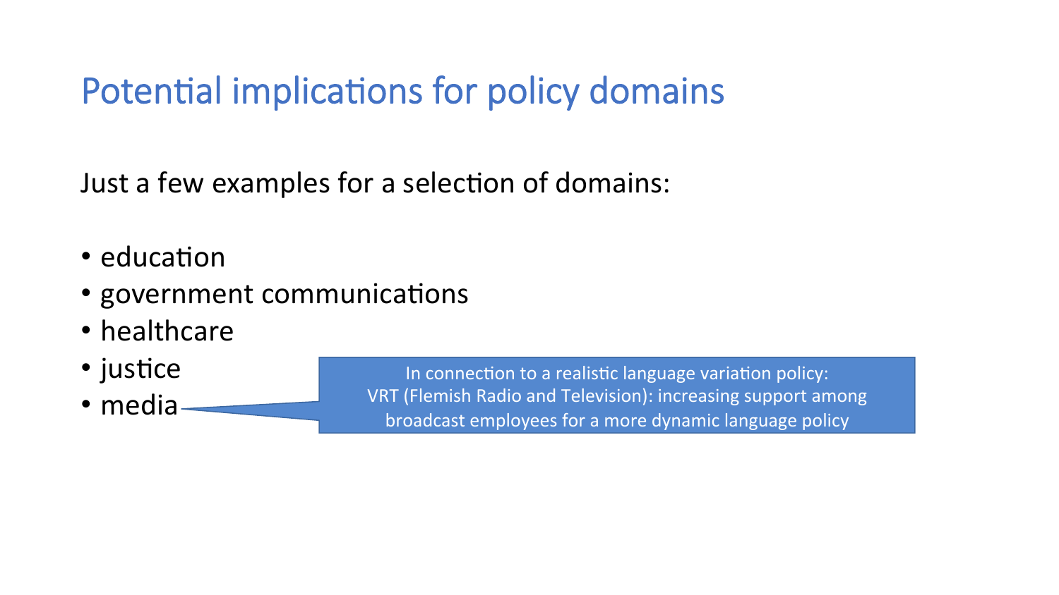# Potential implications for policy domains

Just a few examples for a selection of domains:

- education
- government communications
- healthcare
- justice
- media

In connection to a realistic language variation policy:
VRT (Flemish Radio and Television): increasing support among broadcast employees for a more dynamic language policy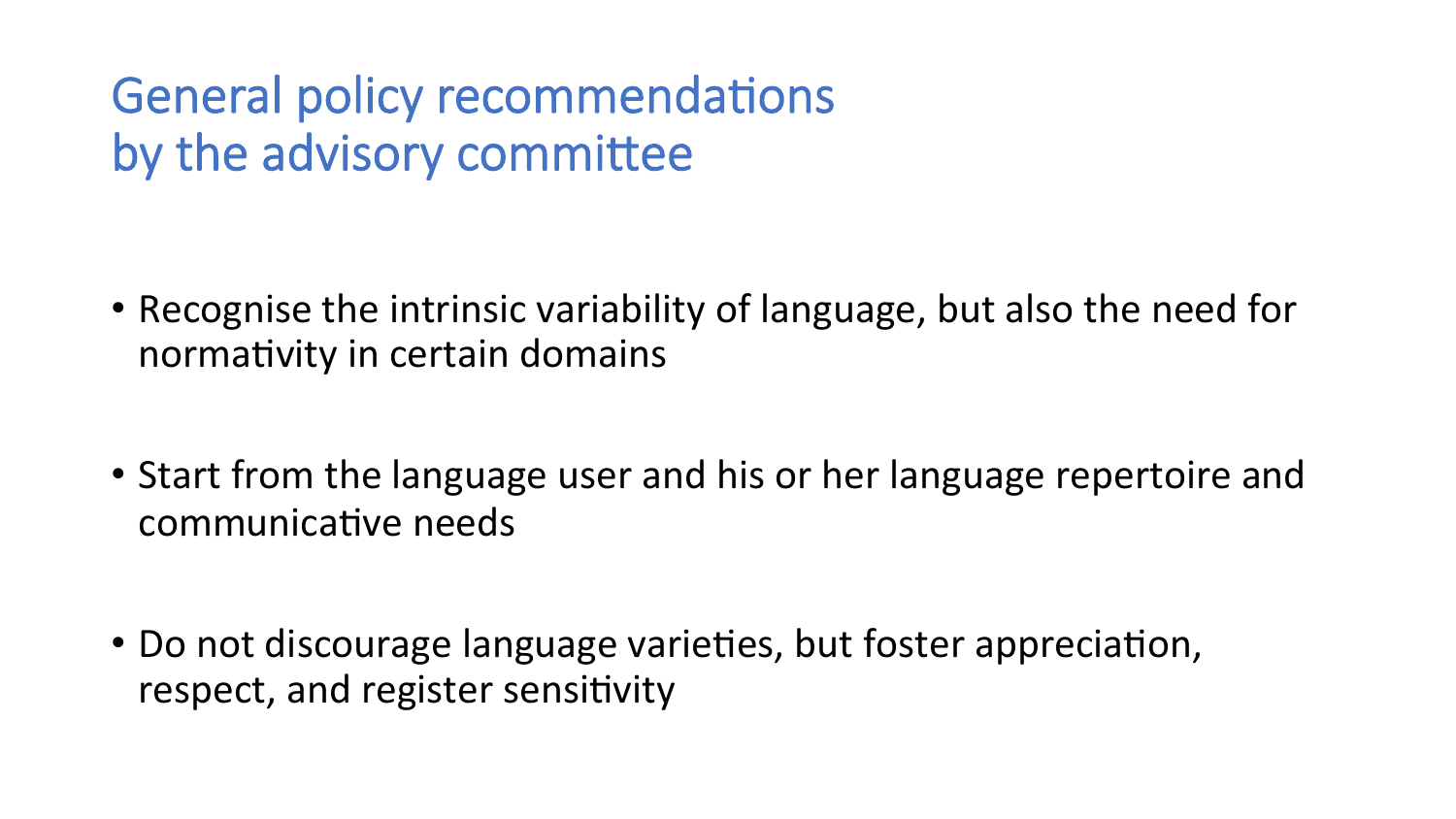# General policy recommendations by the advisory committee

- Recognise the intrinsic variability of language, but also the need for normativity in certain domains
- Start from the language user and his or her language repertoire and communicative needs
- Do not discourage language varieties, but foster appreciation, respect, and register sensitivity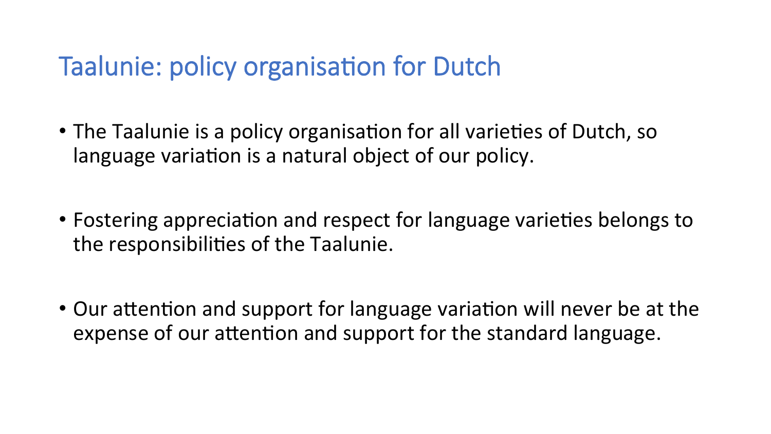# Taalunie: policy organisation for Dutch

- The Taalunie is a policy organisation for all varieties of Dutch, so language variation is a natural object of our policy.

- Fostering appreciation and respect for language varieties belongs to the responsibilities of the Taalunie.

- Our attention and support for language variation will never be at the expense of our attention and support for the standard language.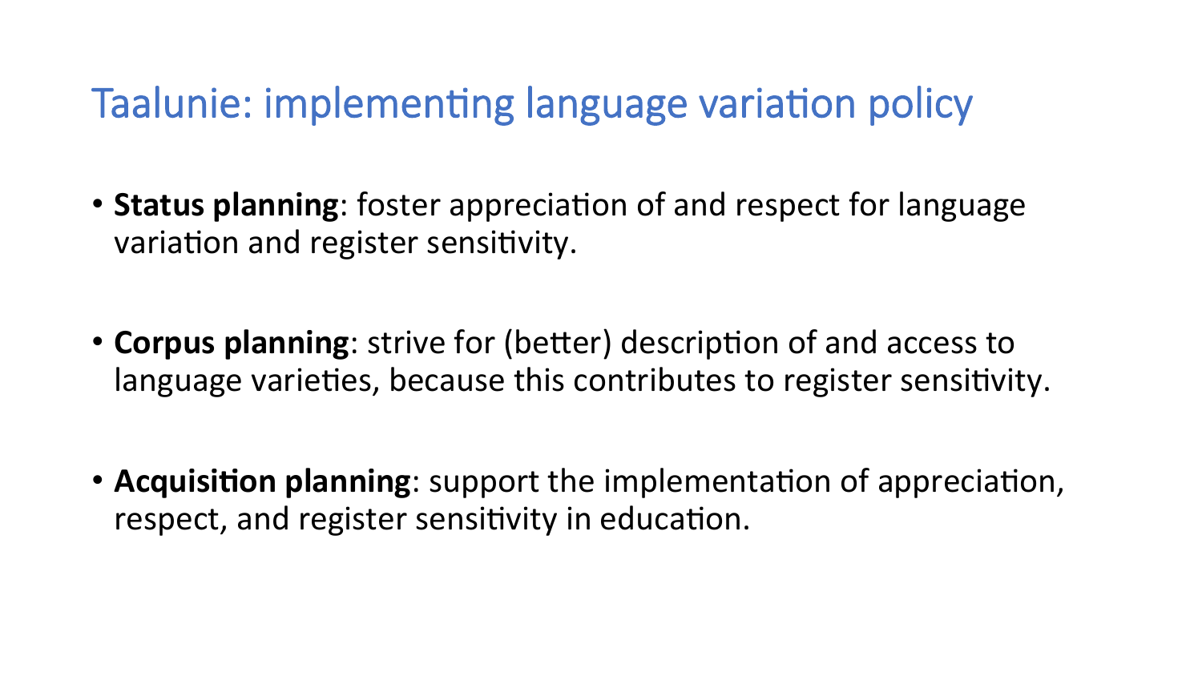# Taalunie: implementing language variation policy

- **Status planning**: foster appreciation of and respect for language variation and register sensitivity.

- **Corpus planning**: strive for (better) description of and access to language varieties, because this contributes to register sensitivity.

- **Acquisition planning**: support the implementation of appreciation, respect, and register sensitivity in education.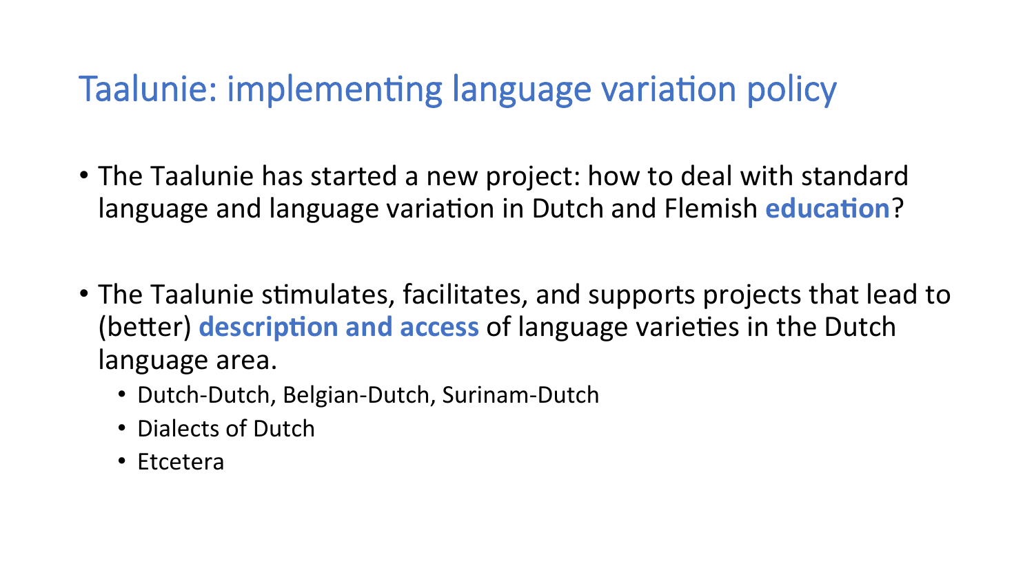# Taalunie: implementing language variation policy

- The Taalunie has started a new project: how to deal with standard language and language variation in Dutch and Flemish **education**?

- The Taalunie stimulates, facilitates, and supports projects that lead to (better) **description and access** of language varieties in the Dutch language area.
  - Dutch-Dutch, Belgian-Dutch, Surinam-Dutch
  - Dialects of Dutch
  - Etcetera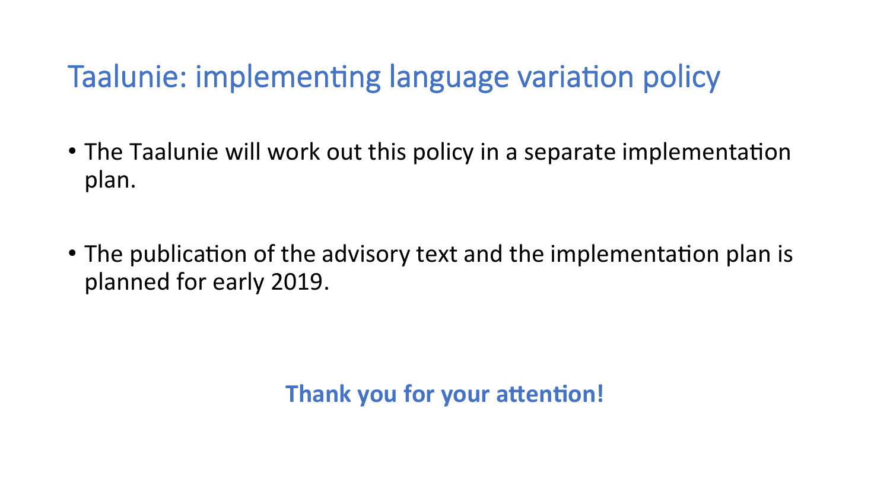# Taalunie: implementing language variation policy

- The Taalunie will work out this policy in a separate implementation plan.
- The publication of the advisory text and the implementation plan is planned for early 2019.

**Thank you for your attention!**